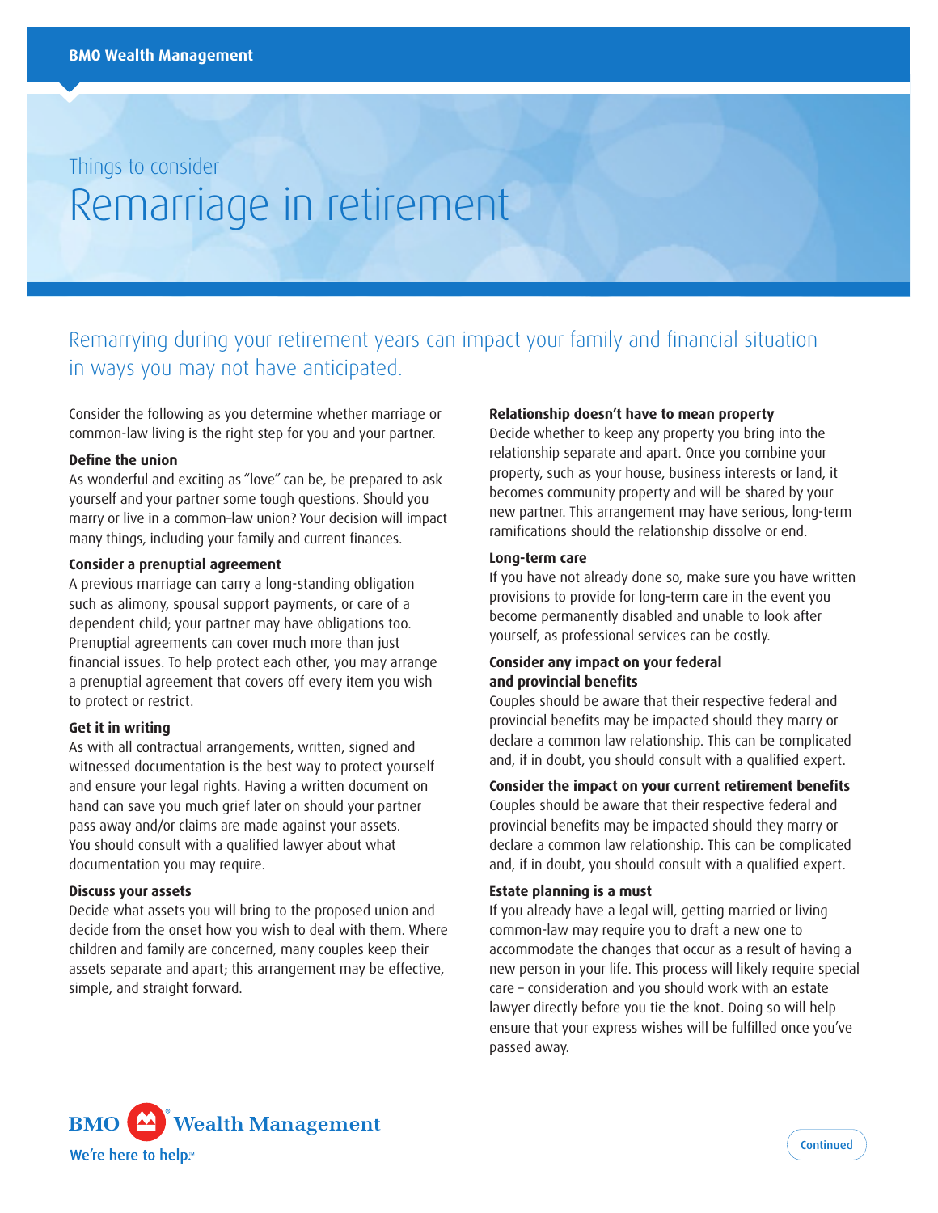BMO Wealth Management

Things to consider

# Remarriage in retirement

## Remarrying during your retirement years can impact your family and financial situation in ways you may not have anticipated.

Consider the following as you determine whether marriage or common-law living is the right step for you and your partner.

**Define the union**

As wonderful and exciting as "love" can be, be prepared to ask yourself and your partner some tough questions. Should you marry or live in a common–law union? Your decision will impact many things, including your family and current finances.

**Consider a prenuptial agreement**

A previous marriage can carry a long-standing obligation such as alimony, spousal support payments, or care of a dependent child; your partner may have obligations too. Prenuptial agreements can cover much more than just financial issues. To help protect each other, you may arrange a prenuptial agreement that covers off every item you wish to protect or restrict.

**Get it in writing**

As with all contractual arrangements, written, signed and witnessed documentation is the best way to protect yourself and ensure your legal rights. Having a written document on hand can save you much grief later on should your partner pass away and/or claims are made against your assets. You should consult with a qualified lawyer about what documentation you may require.

**Discuss your assets**

Decide what assets you will bring to the proposed union and decide from the onset how you wish to deal with them. Where children and family are concerned, many couples keep their assets separate and apart; this arrangement may be effective, simple, and straight forward.

**Relationship doesn't have to mean property**

Decide whether to keep any property you bring into the relationship separate and apart. Once you combine your property, such as your house, business interests or land, it becomes community property and will be shared by your new partner. This arrangement may have serious, long-term ramifications should the relationship dissolve or end.

**Long-term care**

If you have not already done so, make sure you have written provisions to provide for long-term care in the event you become permanently disabled and unable to look after yourself, as professional services can be costly.

**Consider any impact on your federal and provincial benefits**

Couples should be aware that their respective federal and provincial benefits may be impacted should they marry or declare a common law relationship. This can be complicated and, if in doubt, you should consult with a qualified expert.

**Consider the impact on your current retirement benefits**

Couples should be aware that their respective federal and provincial benefits may be impacted should they marry or declare a common law relationship. This can be complicated and, if in doubt, you should consult with a qualified expert.

**Estate planning is a must**

If you already have a legal will, getting married or living common-law may require you to draft a new one to accommodate the changes that occur as a result of having a new person in your life. This process will likely require special care – consideration and you should work with an estate lawyer directly before you tie the knot. Doing so will help ensure that your express wishes will be fulfilled once you've passed away.

BMO Wealth Management

We're here to help.™

Continued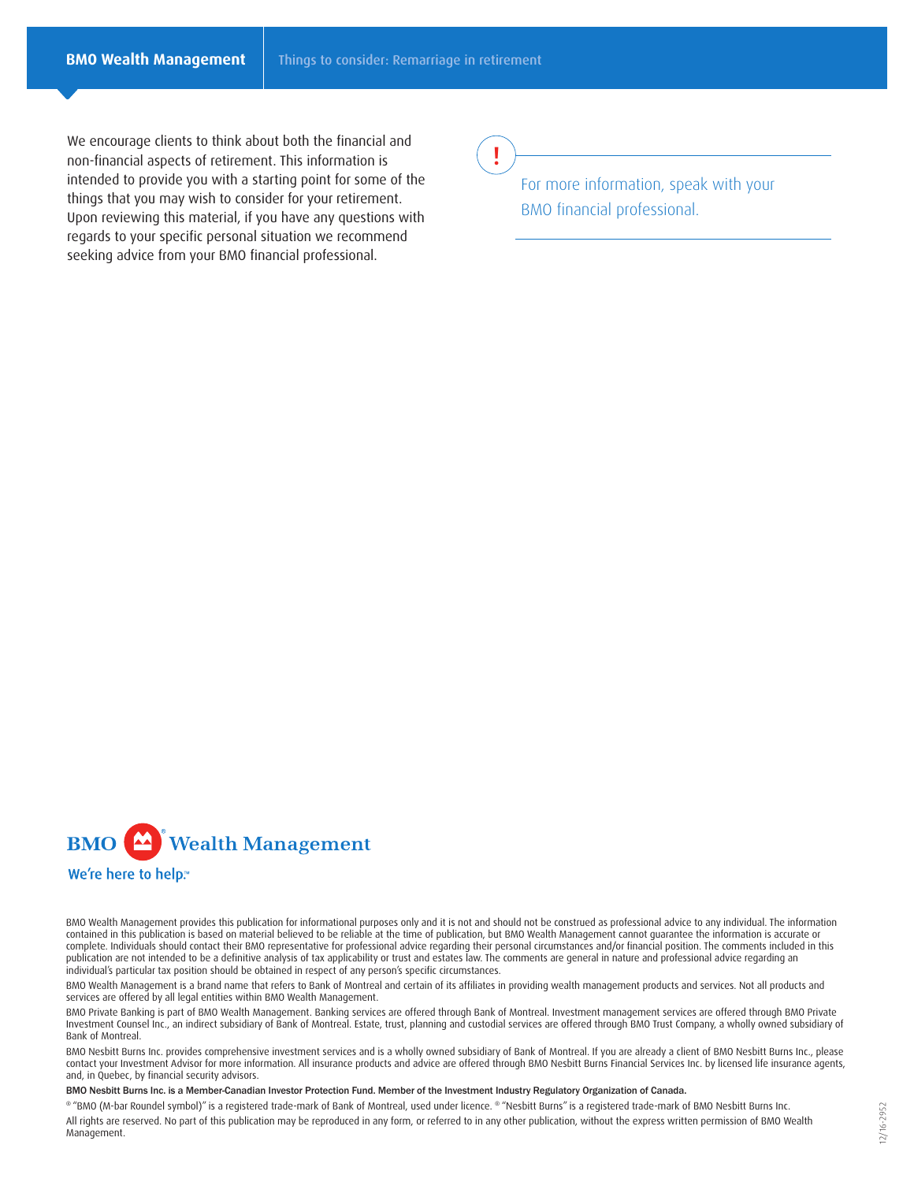We encourage clients to think about both the financial and non-financial aspects of retirement. This information is intended to provide you with a starting point for some of the things that you may wish to consider for your retirement. Upon reviewing this material, if you have any questions with regards to your specific personal situation we recommend seeking advice from your BMO financial professional.

For more information, speak with your BMO financial professional.

BMO Wealth Management

We're here to help.™

BMO Wealth Management provides this publication for informational purposes only and it is not and should not be construed as professional advice to any individual. The information contained in this publication is based on material believed to be reliable at the time of publication, but BMO Wealth Management cannot guarantee the information is accurate or complete. Individuals should contact their BMO representative for professional advice regarding their personal circumstances and/or financial position. The comments included in this publication are not intended to be a definitive analysis of tax applicability or trust and estates law. The comments are general in nature and professional advice regarding an individual's particular tax position should be obtained in respect of any person's specific circumstances.

BMO Wealth Management is a brand name that refers to Bank of Montreal and certain of its affiliates in providing wealth management products and services. Not all products and services are offered by all legal entities within BMO Wealth Management.

BMO Private Banking is part of BMO Wealth Management. Banking services are offered through Bank of Montreal. Investment management services are offered through BMO Private Investment Counsel Inc., an indirect subsidiary of Bank of Montreal. Estate, trust, planning and custodial services are offered through BMO Trust Company, a wholly owned subsidiary of Bank of Montreal.

BMO Nesbitt Burns Inc. provides comprehensive investment services and is a wholly owned subsidiary of Bank of Montreal. If you are already a client of BMO Nesbitt Burns Inc., please contact your Investment Advisor for more information. All insurance products and advice are offered through BMO Nesbitt Burns Financial Services Inc. by licensed life insurance agents, and, in Quebec, by financial security advisors.

**BMO Nesbitt Burns Inc. is a Member-Canadian Investor Protection Fund. Member of the Investment Industry Regulatory Organization of Canada.**

® "BMO (M-bar Roundel symbol)" is a registered trade-mark of Bank of Montreal, used under licence. ® "Nesbitt Burns" is a registered trade-mark of BMO Nesbitt Burns Inc.

All rights are reserved. No part of this publication may be reproduced in any form, or referred to in any other publication, without the express written permission of BMO Wealth Management.

12/16-2952